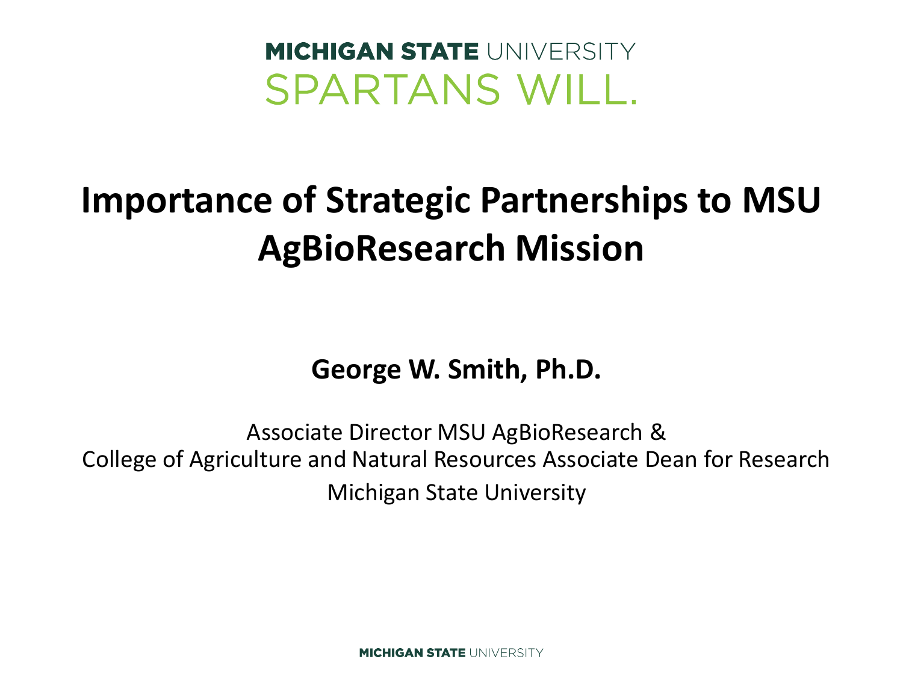MICHIGAN STATE UNIVERSITY

SPARTANS WILL.

# Importance of Strategic Partnerships to MSU AgBioResearch Mission

**George W. Smith, Ph.D.**

Associate Director MSU AgBioResearch &
College of Agriculture and Natural Resources Associate Dean for Research
Michigan State University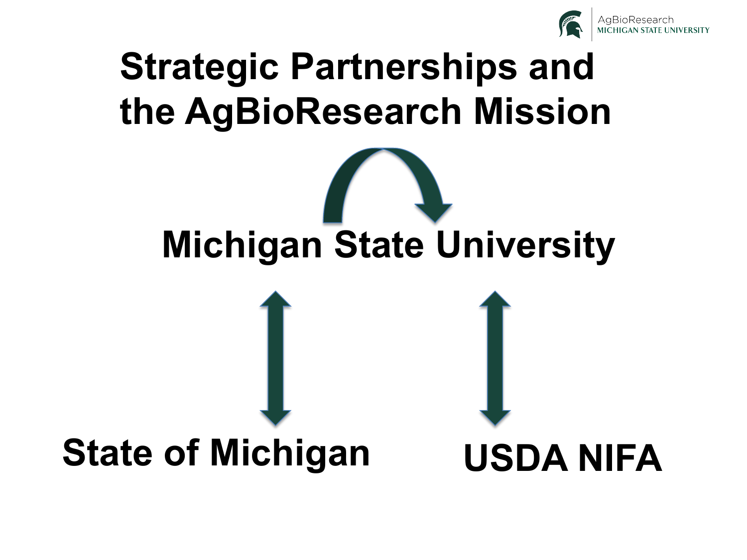# Strategic Partnerships and the AgBioResearch Mission

Michigan State University

State of Michigan

USDA NIFA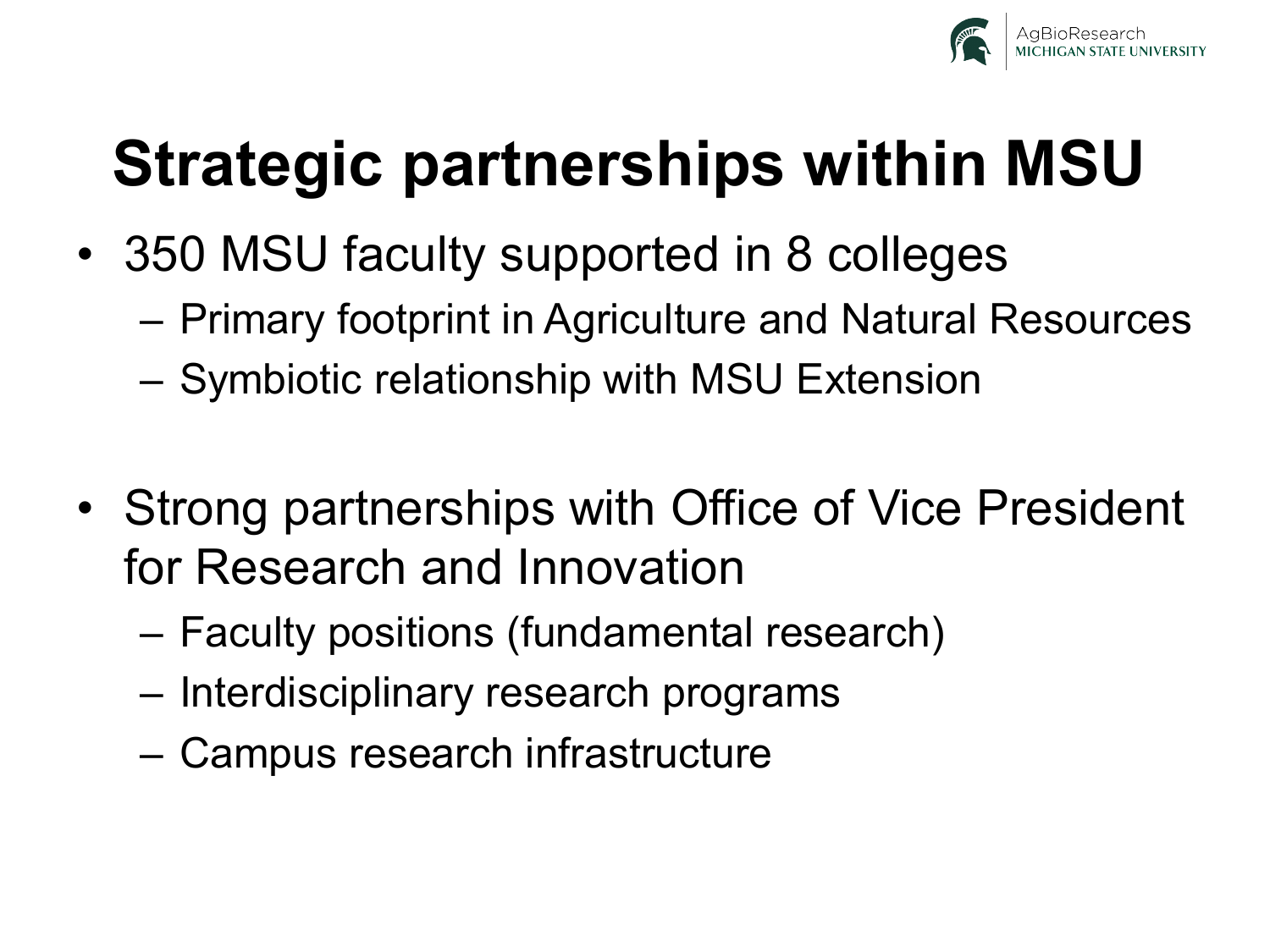# Strategic partnerships within MSU

- 350 MSU faculty supported in 8 colleges
  - Primary footprint in Agriculture and Natural Resources
  - Symbiotic relationship with MSU Extension

- Strong partnerships with Office of Vice President for Research and Innovation
  - Faculty positions (fundamental research)
  - Interdisciplinary research programs
  - Campus research infrastructure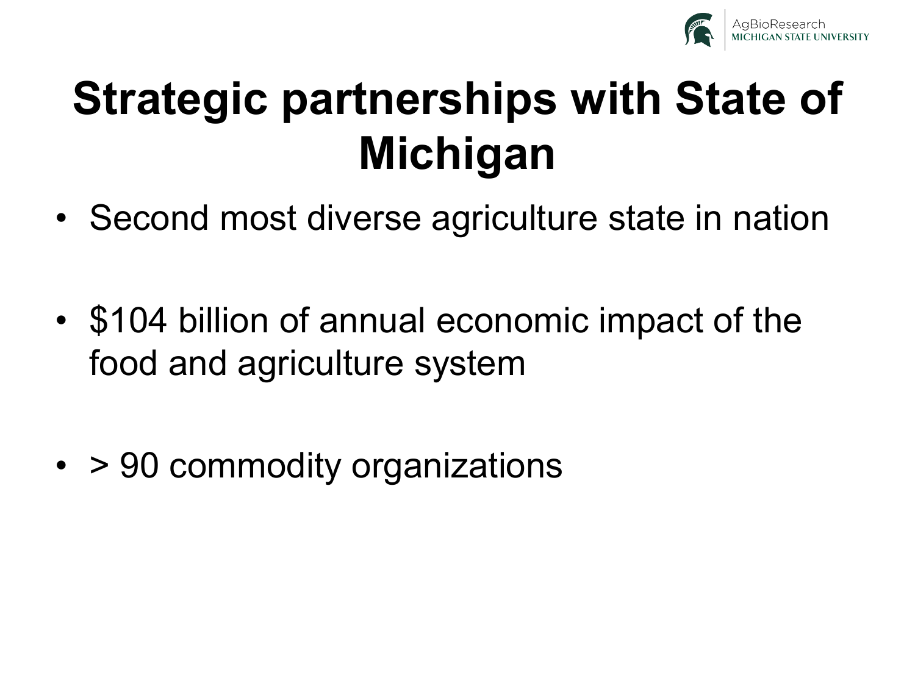# Strategic partnerships with State of Michigan

- Second most diverse agriculture state in nation
- $104 billion of annual economic impact of the food and agriculture system
- > 90 commodity organizations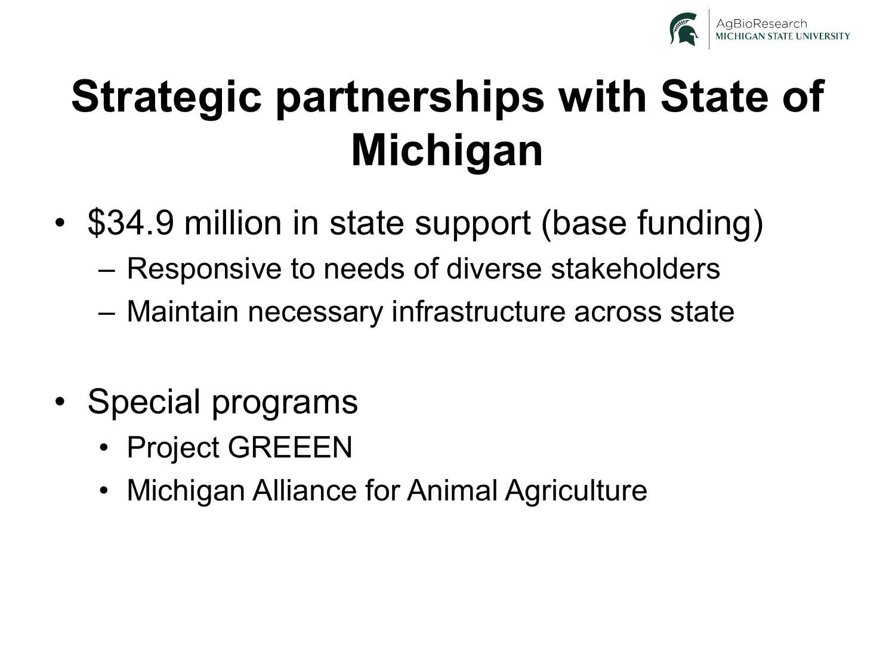# Strategic partnerships with State of Michigan

- $34.9 million in state support (base funding)
  - Responsive to needs of diverse stakeholders
  - Maintain necessary infrastructure across state

- Special programs
  - Project GREEEN
  - Michigan Alliance for Animal Agriculture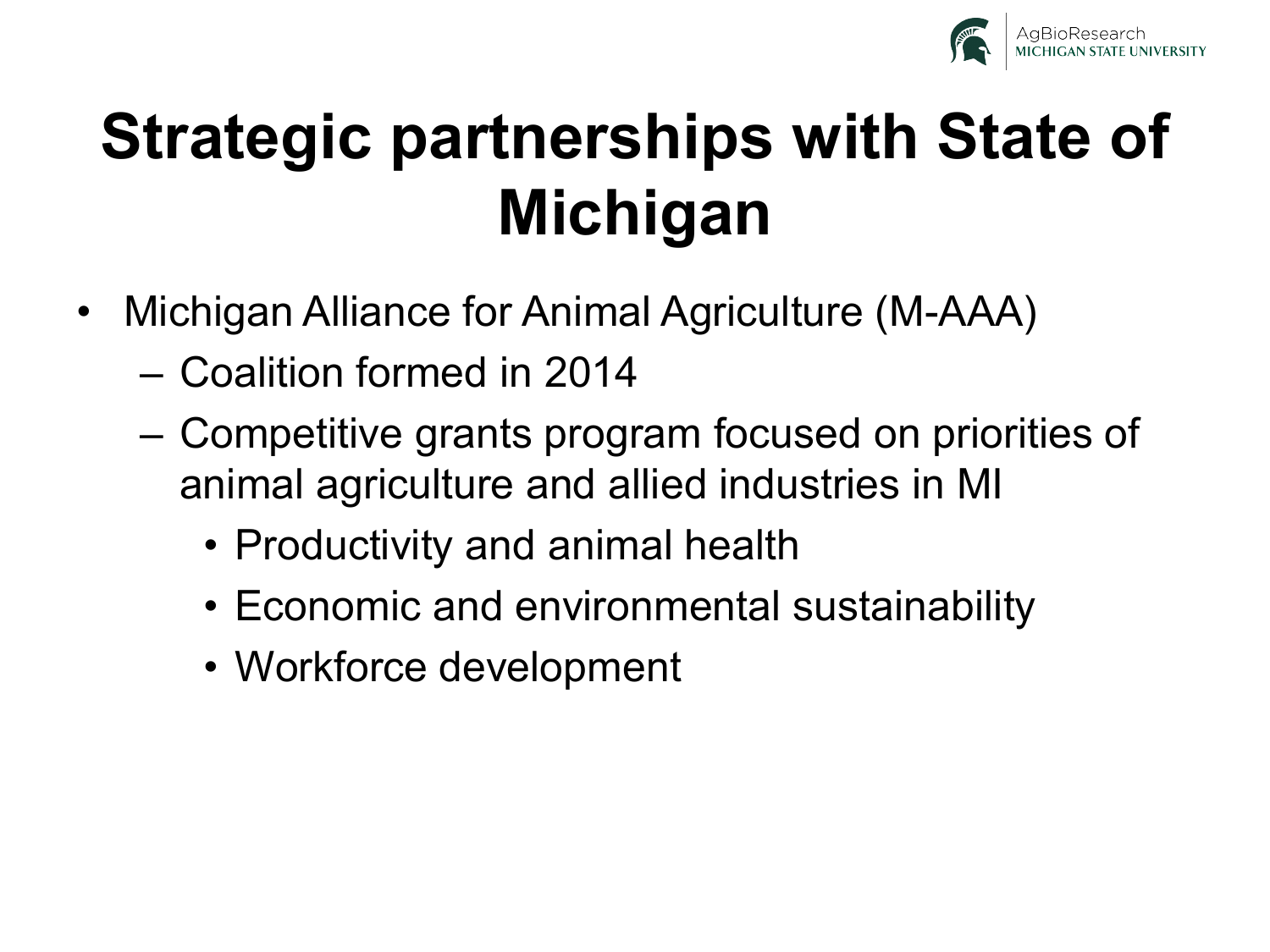# Strategic partnerships with State of Michigan

- Michigan Alliance for Animal Agriculture (M-AAA)
  - Coalition formed in 2014
  - Competitive grants program focused on priorities of animal agriculture and allied industries in MI
    - Productivity and animal health
    - Economic and environmental sustainability
    - Workforce development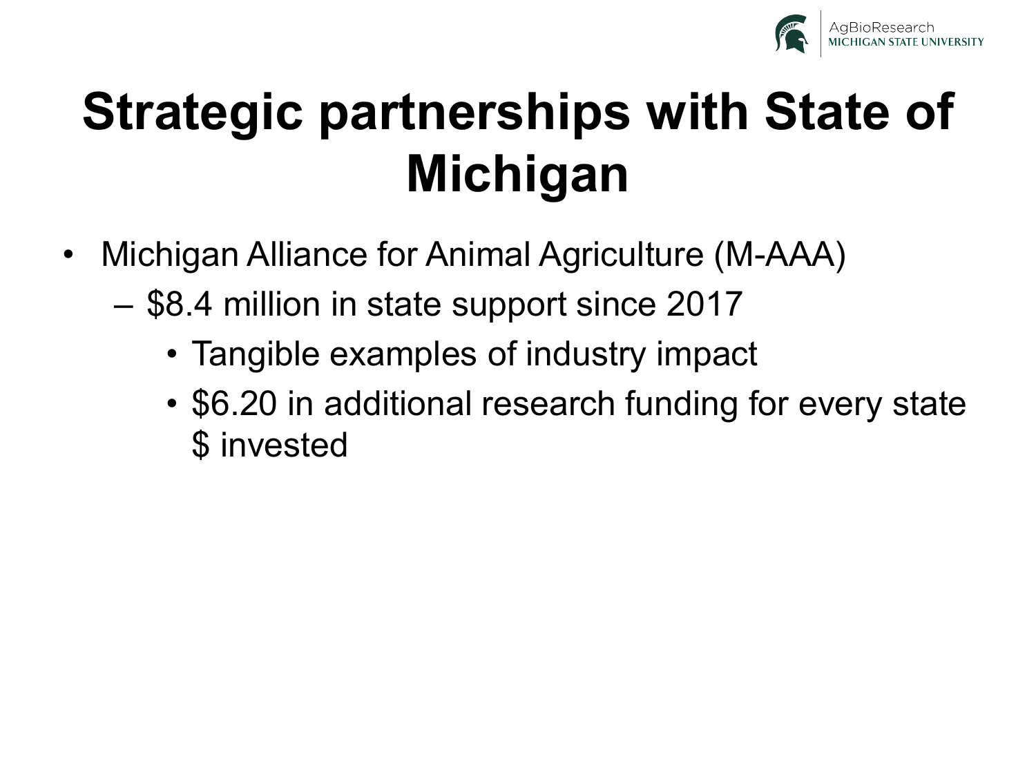# Strategic partnerships with State of Michigan

- Michigan Alliance for Animal Agriculture (M-AAA)
  - $8.4 million in state support since 2017
    - Tangible examples of industry impact
    - $6.20 in additional research funding for every state $ invested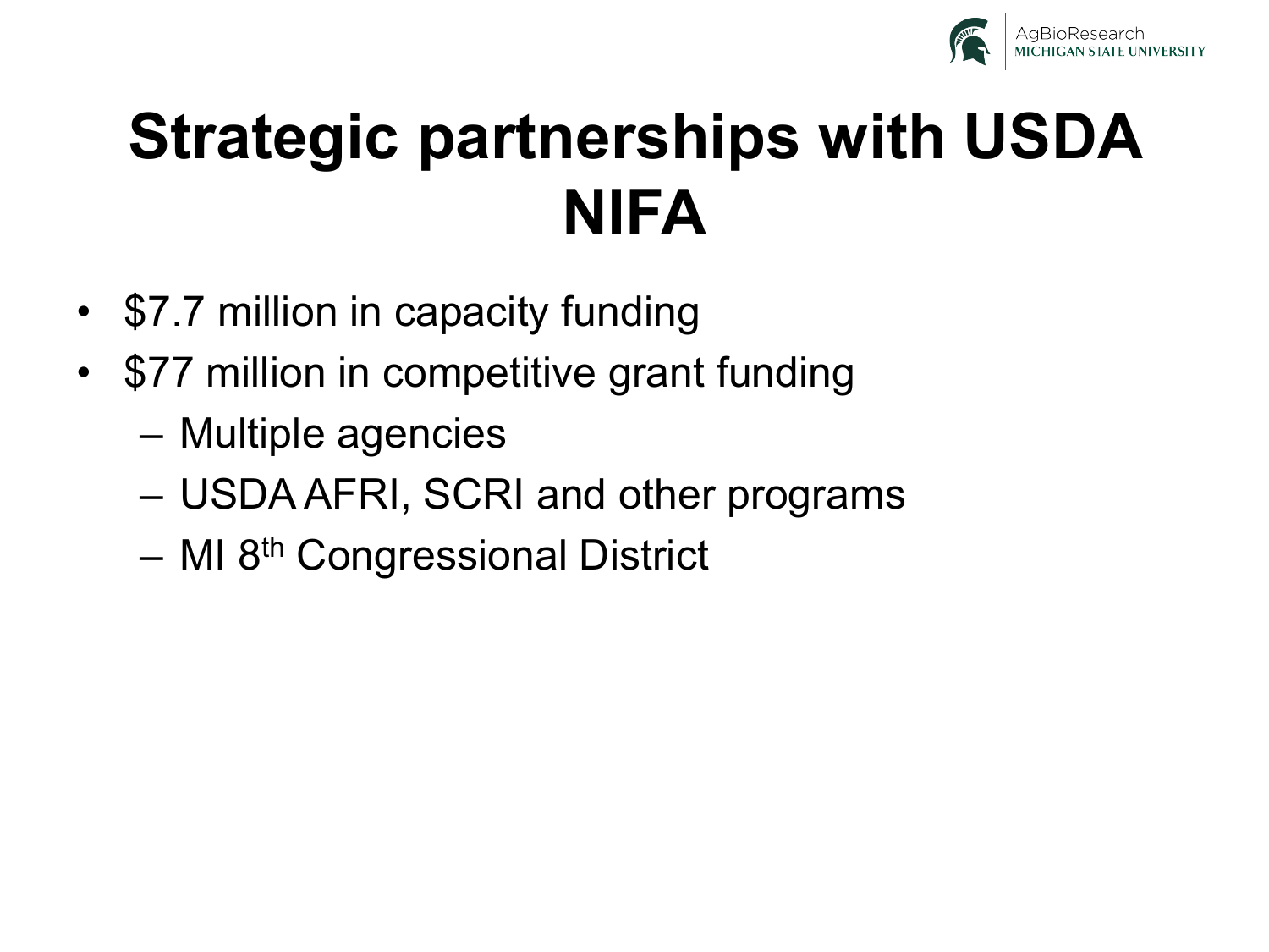# Strategic partnerships with USDA NIFA

- $7.7 million in capacity funding
- $77 million in competitive grant funding
  - Multiple agencies
  - USDA AFRI, SCRI and other programs
  - MI 8th Congressional District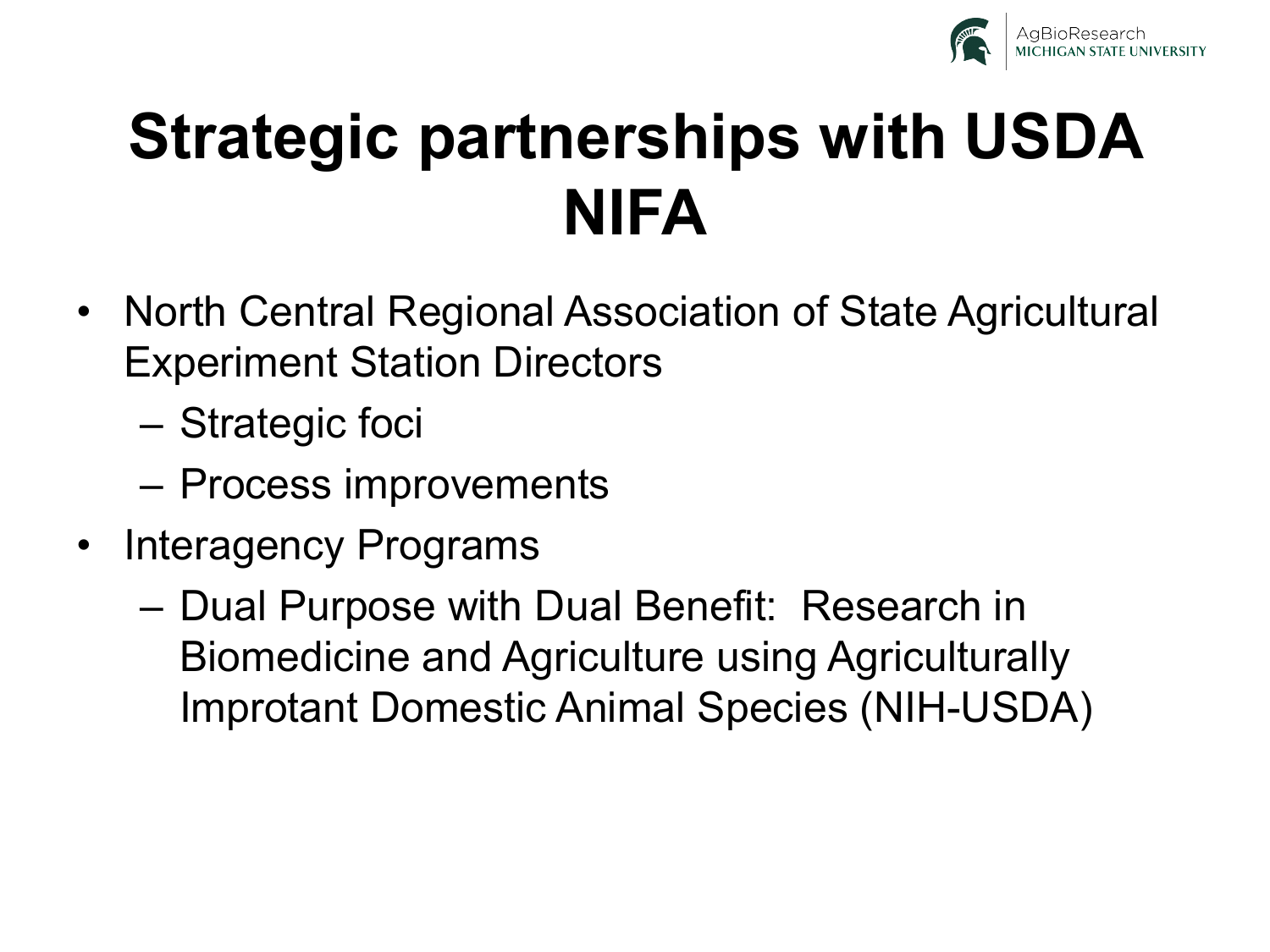# Strategic partnerships with USDA NIFA

- North Central Regional Association of State Agricultural Experiment Station Directors
  - Strategic foci
  - Process improvements
- Interagency Programs
  - Dual Purpose with Dual Benefit: Research in Biomedicine and Agriculture using Agriculturally Improtant Domestic Animal Species (NIH-USDA)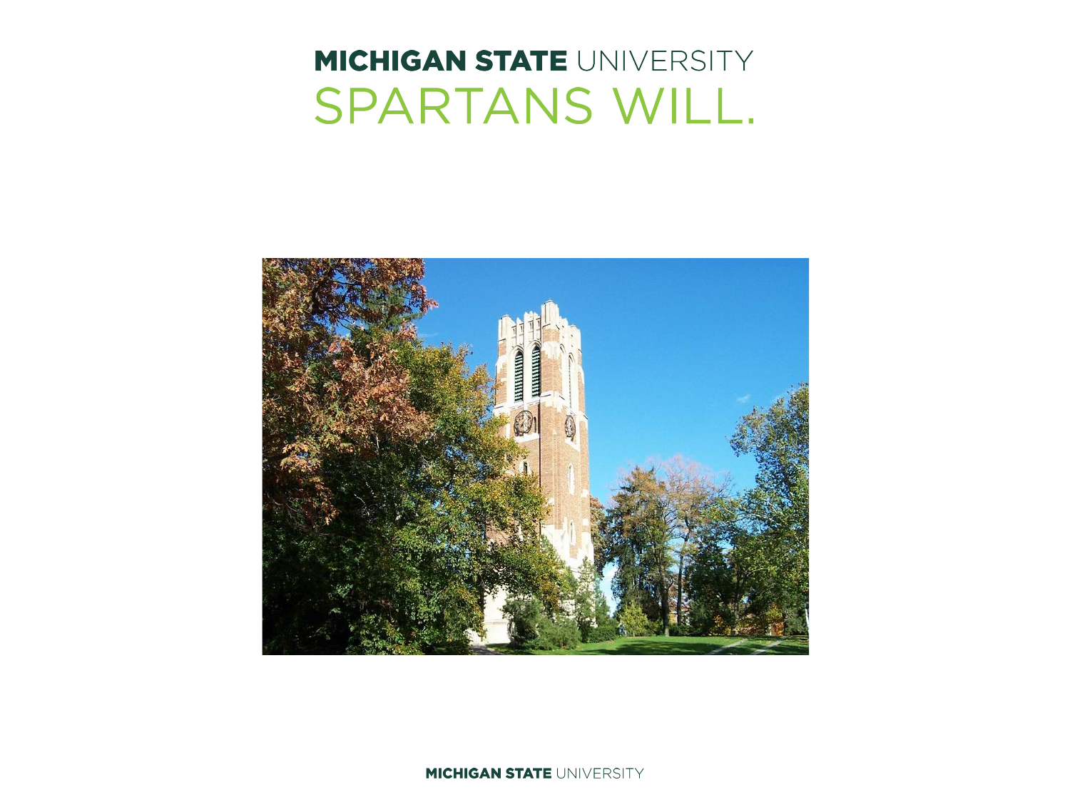# MICHIGAN STATE UNIVERSITY
# SPARTANS WILL.